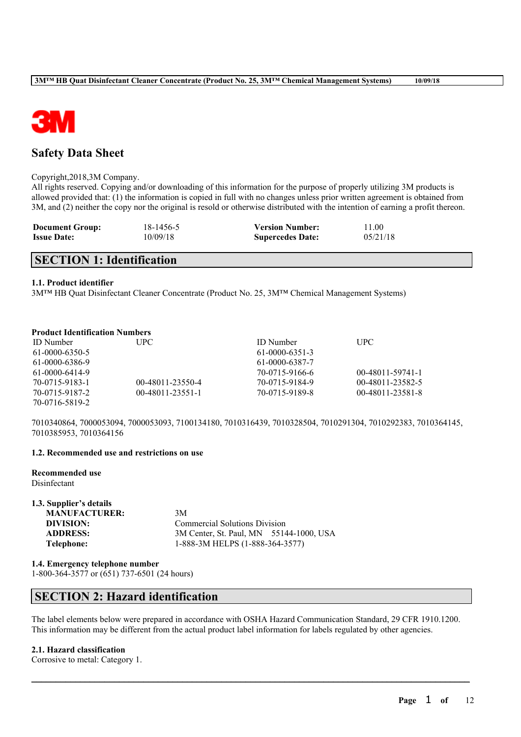# Safety Data Sheet

Copyright,2018,3M Company.
All rights reserved. Copying and/or downloading of this information for the purpose of properly utilizing 3M products is allowed provided that: (1) the information is copied in full with no changes unless prior written agreement is obtained from 3M, and (2) neither the copy nor the original is resold or otherwise distributed with the intention of earning a profit thereon.

| | | | |
|---|---|---|---|
| **Document Group:** | 18-1456-5 | **Version Number:** | 11.00 |
| **Issue Date:** | 10/09/18 | **Supercedes Date:** | 05/21/18 |

## SECTION 1: Identification

### 1.1. Product identifier

3M™ HB Quat Disinfectant Cleaner Concentrate (Product No. 25, 3M™ Chemical Management Systems)

**Product Identification Numbers**

| ID Number | UPC | ID Number | UPC |
|---|---|---|---|
| 61-0000-6350-5 | | 61-0000-6351-3 | |
| 61-0000-6386-9 | | 61-0000-6387-7 | |
| 61-0000-6414-9 | | 70-0715-9166-6 | 00-48011-59741-1 |
| 70-0715-9183-1 | 00-48011-23550-4 | 70-0715-9184-9 | 00-48011-23582-5 |
| 70-0715-9187-2 | 00-48011-23551-1 | 70-0715-9189-8 | 00-48011-23581-8 |
| 70-0716-5819-2 | | | |

7010340864, 7000053094, 7000053093, 7100134180, 7010316439, 7010328504, 7010291304, 7010292383, 7010364145, 7010385953, 7010364156

### 1.2. Recommended use and restrictions on use

**Recommended use**
Disinfectant

### 1.3. Supplier's details

| | |
|---|---|
| **MANUFACTURER:** | 3M |
| **DIVISION:** | Commercial Solutions Division |
| **ADDRESS:** | 3M Center, St. Paul, MN 55144-1000, USA |
| **Telephone:** | 1-888-3M HELPS (1-888-364-3577) |

### 1.4. Emergency telephone number

1-800-364-3577 or (651) 737-6501 (24 hours)

## SECTION 2: Hazard identification

The label elements below were prepared in accordance with OSHA Hazard Communication Standard, 29 CFR 1910.1200. This information may be different from the actual product label information for labels regulated by other agencies.

### 2.1. Hazard classification

Corrosive to metal: Category 1.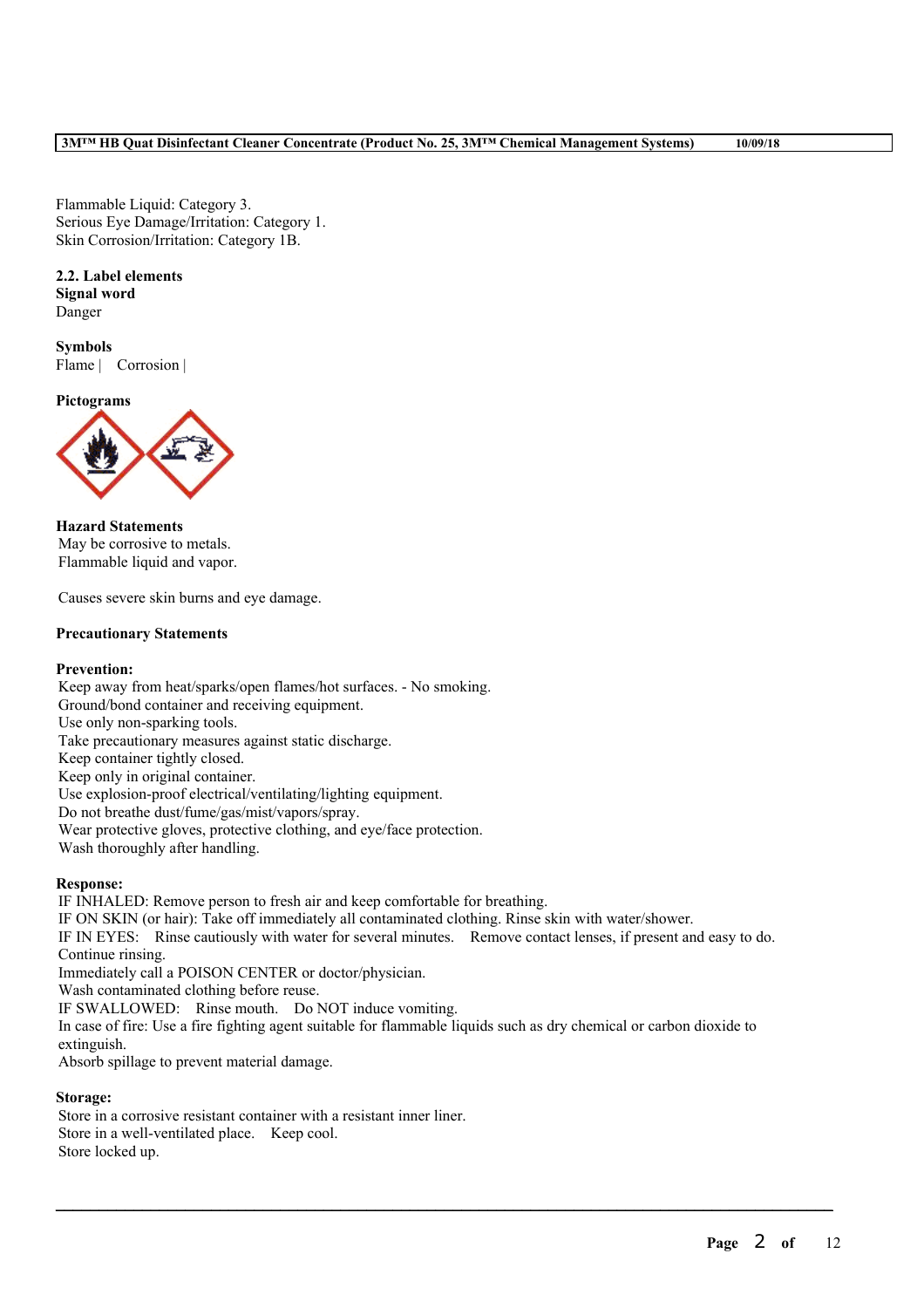Flammable Liquid: Category 3.
Serious Eye Damage/Irritation: Category 1.
Skin Corrosion/Irritation: Category 1B.

**2.2. Label elements**
**Signal word**
Danger

**Symbols**
Flame | Corrosion |

**Pictograms**

**Hazard Statements**
May be corrosive to metals.
Flammable liquid and vapor.

Causes severe skin burns and eye damage.

**Precautionary Statements**

**Prevention:**
Keep away from heat/sparks/open flames/hot surfaces. - No smoking.
Ground/bond container and receiving equipment.
Use only non-sparking tools.
Take precautionary measures against static discharge.
Keep container tightly closed.
Keep only in original container.
Use explosion-proof electrical/ventilating/lighting equipment.
Do not breathe dust/fume/gas/mist/vapors/spray.
Wear protective gloves, protective clothing, and eye/face protection.
Wash thoroughly after handling.

**Response:**
IF INHALED: Remove person to fresh air and keep comfortable for breathing.
IF ON SKIN (or hair): Take off immediately all contaminated clothing. Rinse skin with water/shower.
IF IN EYES: Rinse cautiously with water for several minutes. Remove contact lenses, if present and easy to do. Continue rinsing.
Immediately call a POISON CENTER or doctor/physician.
Wash contaminated clothing before reuse.
IF SWALLOWED: Rinse mouth. Do NOT induce vomiting.
In case of fire: Use a fire fighting agent suitable for flammable liquids such as dry chemical or carbon dioxide to extinguish.
Absorb spillage to prevent material damage.

**Storage:**
Store in a corrosive resistant container with a resistant inner liner.
Store in a well-ventilated place. Keep cool.
Store locked up.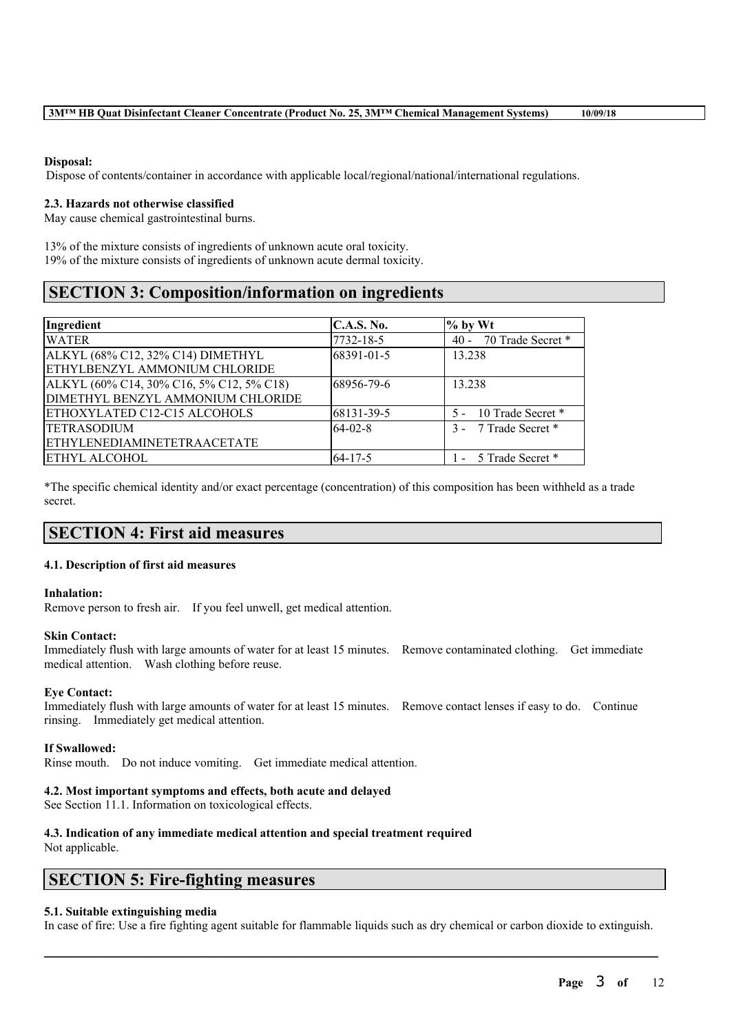**Disposal:**
Dispose of contents/container in accordance with applicable local/regional/national/international regulations.

**2.3. Hazards not otherwise classified**
May cause chemical gastrointestinal burns.

13% of the mixture consists of ingredients of unknown acute oral toxicity.
19% of the mixture consists of ingredients of unknown acute dermal toxicity.

## SECTION 3: Composition/information on ingredients

| Ingredient | C.A.S. No. | % by Wt |
|---|---|---|
| WATER | 7732-18-5 | 40 - 70 Trade Secret * |
| ALKYL (68% C12, 32% C14) DIMETHYL ETHYLBENZYL AMMONIUM CHLORIDE | 68391-01-5 | 13.238 |
| ALKYL (60% C14, 30% C16, 5% C12, 5% C18) DIMETHYL BENZYL AMMONIUM CHLORIDE | 68956-79-6 | 13.238 |
| ETHOXYLATED C12-C15 ALCOHOLS | 68131-39-5 | 5 - 10 Trade Secret * |
| TETRASODIUM ETHYLENEDIAMINETETRAACETATE | 64-02-8 | 3 - 7 Trade Secret * |
| ETHYL ALCOHOL | 64-17-5 | 1 - 5 Trade Secret * |

*The specific chemical identity and/or exact percentage (concentration) of this composition has been withheld as a trade secret.

## SECTION 4: First aid measures

### 4.1. Description of first aid measures

**Inhalation:**
Remove person to fresh air. If you feel unwell, get medical attention.

**Skin Contact:**
Immediately flush with large amounts of water for at least 15 minutes. Remove contaminated clothing. Get immediate medical attention. Wash clothing before reuse.

**Eye Contact:**
Immediately flush with large amounts of water for at least 15 minutes. Remove contact lenses if easy to do. Continue rinsing. Immediately get medical attention.

**If Swallowed:**
Rinse mouth. Do not induce vomiting. Get immediate medical attention.

### 4.2. Most important symptoms and effects, both acute and delayed
See Section 11.1. Information on toxicological effects.

### 4.3. Indication of any immediate medical attention and special treatment required
Not applicable.

## SECTION 5: Fire-fighting measures

### 5.1. Suitable extinguishing media
In case of fire: Use a fire fighting agent suitable for flammable liquids such as dry chemical or carbon dioxide to extinguish.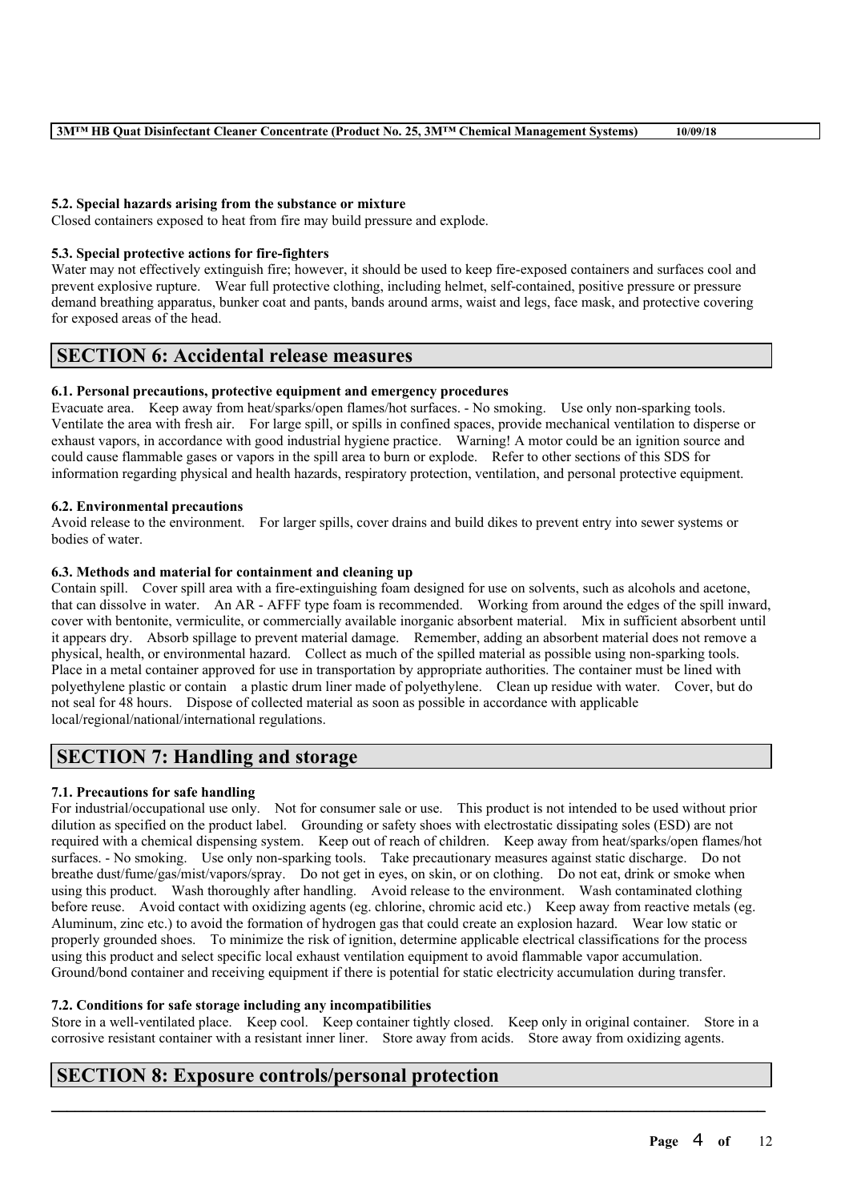### 5.2. Special hazards arising from the substance or mixture

Closed containers exposed to heat from fire may build pressure and explode.

### 5.3. Special protective actions for fire-fighters

Water may not effectively extinguish fire; however, it should be used to keep fire-exposed containers and surfaces cool and prevent explosive rupture. Wear full protective clothing, including helmet, self-contained, positive pressure or pressure demand breathing apparatus, bunker coat and pants, bands around arms, waist and legs, face mask, and protective covering for exposed areas of the head.

## SECTION 6: Accidental release measures

### 6.1. Personal precautions, protective equipment and emergency procedures

Evacuate area. Keep away from heat/sparks/open flames/hot surfaces. - No smoking. Use only non-sparking tools. Ventilate the area with fresh air. For large spill, or spills in confined spaces, provide mechanical ventilation to disperse or exhaust vapors, in accordance with good industrial hygiene practice. Warning! A motor could be an ignition source and could cause flammable gases or vapors in the spill area to burn or explode. Refer to other sections of this SDS for information regarding physical and health hazards, respiratory protection, ventilation, and personal protective equipment.

### 6.2. Environmental precautions

Avoid release to the environment. For larger spills, cover drains and build dikes to prevent entry into sewer systems or bodies of water.

### 6.3. Methods and material for containment and cleaning up

Contain spill. Cover spill area with a fire-extinguishing foam designed for use on solvents, such as alcohols and acetone, that can dissolve in water. An AR - AFFF type foam is recommended. Working from around the edges of the spill inward, cover with bentonite, vermiculite, or commercially available inorganic absorbent material. Mix in sufficient absorbent until it appears dry. Absorb spillage to prevent material damage. Remember, adding an absorbent material does not remove a physical, health, or environmental hazard. Collect as much of the spilled material as possible using non-sparking tools. Place in a metal container approved for use in transportation by appropriate authorities. The container must be lined with polyethylene plastic or contain a plastic drum liner made of polyethylene. Clean up residue with water. Cover, but do not seal for 48 hours. Dispose of collected material as soon as possible in accordance with applicable local/regional/national/international regulations.

## SECTION 7: Handling and storage

### 7.1. Precautions for safe handling

For industrial/occupational use only. Not for consumer sale or use. This product is not intended to be used without prior dilution as specified on the product label. Grounding or safety shoes with electrostatic dissipating soles (ESD) are not required with a chemical dispensing system. Keep out of reach of children. Keep away from heat/sparks/open flames/hot surfaces. - No smoking. Use only non-sparking tools. Take precautionary measures against static discharge. Do not breathe dust/fume/gas/mist/vapors/spray. Do not get in eyes, on skin, or on clothing. Do not eat, drink or smoke when using this product. Wash thoroughly after handling. Avoid release to the environment. Wash contaminated clothing before reuse. Avoid contact with oxidizing agents (eg. chlorine, chromic acid etc.) Keep away from reactive metals (eg. Aluminum, zinc etc.) to avoid the formation of hydrogen gas that could create an explosion hazard. Wear low static or properly grounded shoes. To minimize the risk of ignition, determine applicable electrical classifications for the process using this product and select specific local exhaust ventilation equipment to avoid flammable vapor accumulation. Ground/bond container and receiving equipment if there is potential for static electricity accumulation during transfer.

### 7.2. Conditions for safe storage including any incompatibilities

Store in a well-ventilated place. Keep cool. Keep container tightly closed. Keep only in original container. Store in a corrosive resistant container with a resistant inner liner. Store away from acids. Store away from oxidizing agents.

## SECTION 8: Exposure controls/personal protection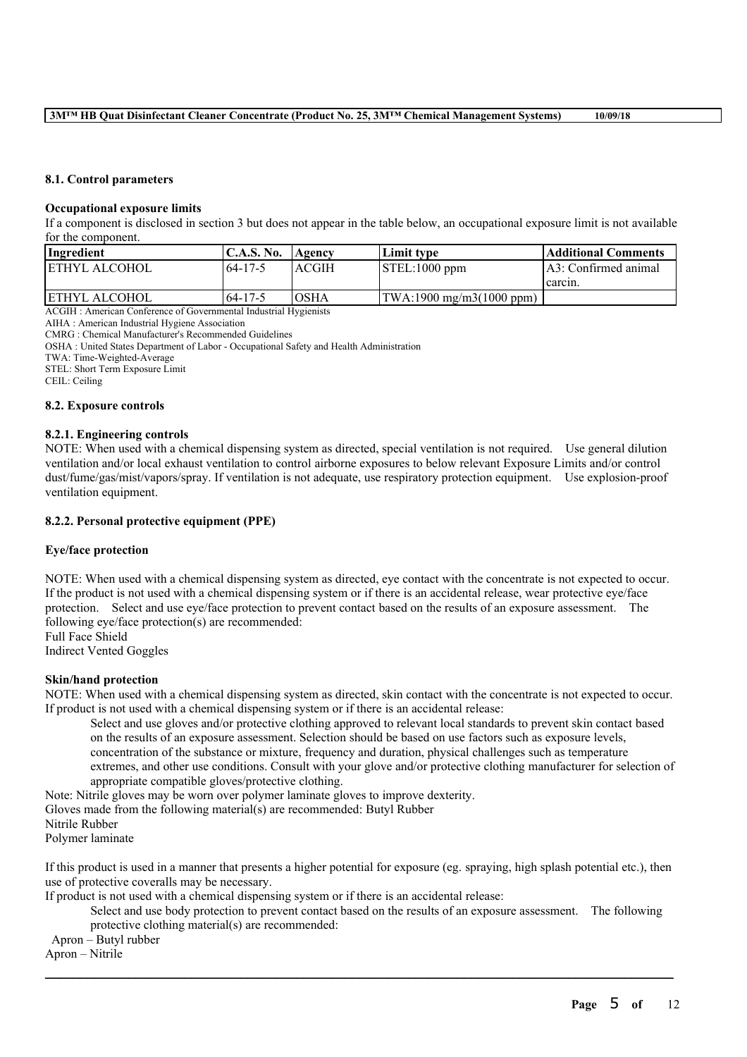### 8.1. Control parameters

#### Occupational exposure limits

If a component is disclosed in section 3 but does not appear in the table below, an occupational exposure limit is not available for the component.

| Ingredient | C.A.S. No. | Agency | Limit type | Additional Comments |
|---|---|---|---|---|
| ETHYL ALCOHOL | 64-17-5 | ACGIH | STEL:1000 ppm | A3: Confirmed animal carcin. |
| ETHYL ALCOHOL | 64-17-5 | OSHA | TWA:1900 mg/m3(1000 ppm) | |

ACGIH : American Conference of Governmental Industrial Hygienists
AIHA : American Industrial Hygiene Association
CMRG : Chemical Manufacturer's Recommended Guidelines
OSHA : United States Department of Labor - Occupational Safety and Health Administration
TWA: Time-Weighted-Average
STEL: Short Term Exposure Limit
CEIL: Ceiling

### 8.2. Exposure controls

#### 8.2.1. Engineering controls

NOTE: When used with a chemical dispensing system as directed, special ventilation is not required. Use general dilution ventilation and/or local exhaust ventilation to control airborne exposures to below relevant Exposure Limits and/or control dust/fume/gas/mist/vapors/spray. If ventilation is not adequate, use respiratory protection equipment. Use explosion-proof ventilation equipment.

#### 8.2.2. Personal protective equipment (PPE)

**Eye/face protection**

NOTE: When used with a chemical dispensing system as directed, eye contact with the concentrate is not expected to occur. If the product is not used with a chemical dispensing system or if there is an accidental release, wear protective eye/face protection. Select and use eye/face protection to prevent contact based on the results of an exposure assessment. The following eye/face protection(s) are recommended:
Full Face Shield
Indirect Vented Goggles

**Skin/hand protection**

NOTE: When used with a chemical dispensing system as directed, skin contact with the concentrate is not expected to occur. If product is not used with a chemical dispensing system or if there is an accidental release:

Select and use gloves and/or protective clothing approved to relevant local standards to prevent skin contact based on the results of an exposure assessment. Selection should be based on use factors such as exposure levels, concentration of the substance or mixture, frequency and duration, physical challenges such as temperature extremes, and other use conditions. Consult with your glove and/or protective clothing manufacturer for selection of appropriate compatible gloves/protective clothing.

Note: Nitrile gloves may be worn over polymer laminate gloves to improve dexterity.
Gloves made from the following material(s) are recommended: Butyl Rubber
Nitrile Rubber
Polymer laminate

If this product is used in a manner that presents a higher potential for exposure (eg. spraying, high splash potential etc.), then use of protective coveralls may be necessary.
If product is not used with a chemical dispensing system or if there is an accidental release:

Select and use body protection to prevent contact based on the results of an exposure assessment. The following protective clothing material(s) are recommended:

Apron – Butyl rubber
Apron – Nitrile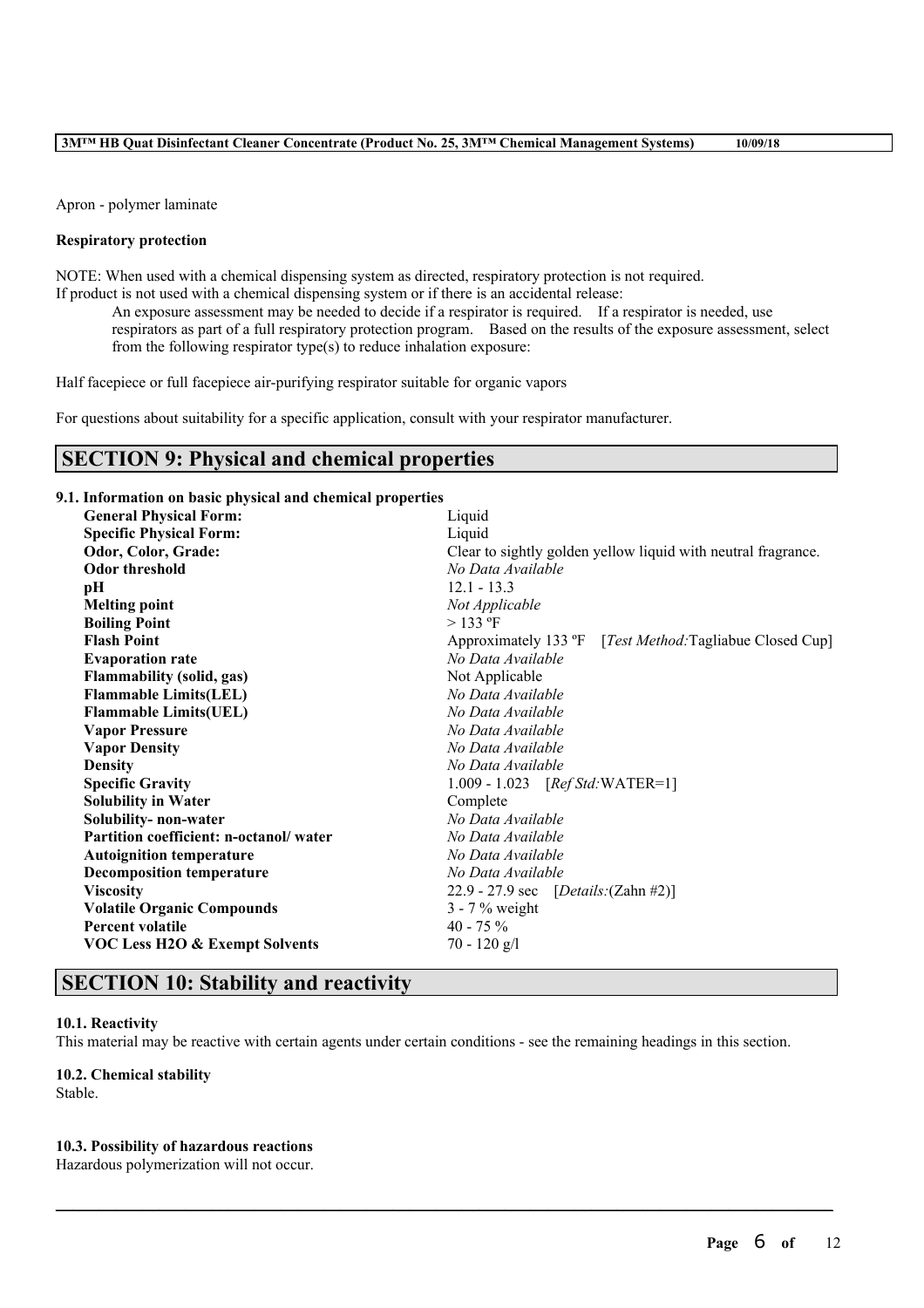Apron - polymer laminate

**Respiratory protection**

NOTE: When used with a chemical dispensing system as directed, respiratory protection is not required.
If product is not used with a chemical dispensing system or if there is an accidental release:

An exposure assessment may be needed to decide if a respirator is required. If a respirator is needed, use respirators as part of a full respiratory protection program. Based on the results of the exposure assessment, select from the following respirator type(s) to reduce inhalation exposure:

Half facepiece or full facepiece air-purifying respirator suitable for organic vapors

For questions about suitability for a specific application, consult with your respirator manufacturer.

## SECTION 9: Physical and chemical properties

### 9.1. Information on basic physical and chemical properties

| | |
|---|---|
| **General Physical Form:** | Liquid |
| **Specific Physical Form:** | Liquid |
| **Odor, Color, Grade:** | Clear to sightly golden yellow liquid with neutral fragrance. |
| **Odor threshold** | *No Data Available* |
| **pH** | 12.1 - 13.3 |
| **Melting point** | *Not Applicable* |
| **Boiling Point** | > 133 ºF |
| **Flash Point** | Approximately 133 ºF [*Test Method:*Tagliabue Closed Cup] |
| **Evaporation rate** | *No Data Available* |
| **Flammability (solid, gas)** | Not Applicable |
| **Flammable Limits(LEL)** | *No Data Available* |
| **Flammable Limits(UEL)** | *No Data Available* |
| **Vapor Pressure** | *No Data Available* |
| **Vapor Density** | *No Data Available* |
| **Density** | *No Data Available* |
| **Specific Gravity** | 1.009 - 1.023 [*Ref Std:*WATER=1] |
| **Solubility in Water** | Complete |
| **Solubility- non-water** | *No Data Available* |
| **Partition coefficient: n-octanol/ water** | *No Data Available* |
| **Autoignition temperature** | *No Data Available* |
| **Decomposition temperature** | *No Data Available* |
| **Viscosity** | 22.9 - 27.9 sec [*Details:*(Zahn #2)] |
| **Volatile Organic Compounds** | 3 - 7 % weight |
| **Percent volatile** | 40 - 75 % |
| **VOC Less H2O & Exempt Solvents** | 70 - 120 g/l |

## SECTION 10: Stability and reactivity

**10.1. Reactivity**
This material may be reactive with certain agents under certain conditions - see the remaining headings in this section.

**10.2. Chemical stability**
Stable.

**10.3. Possibility of hazardous reactions**
Hazardous polymerization will not occur.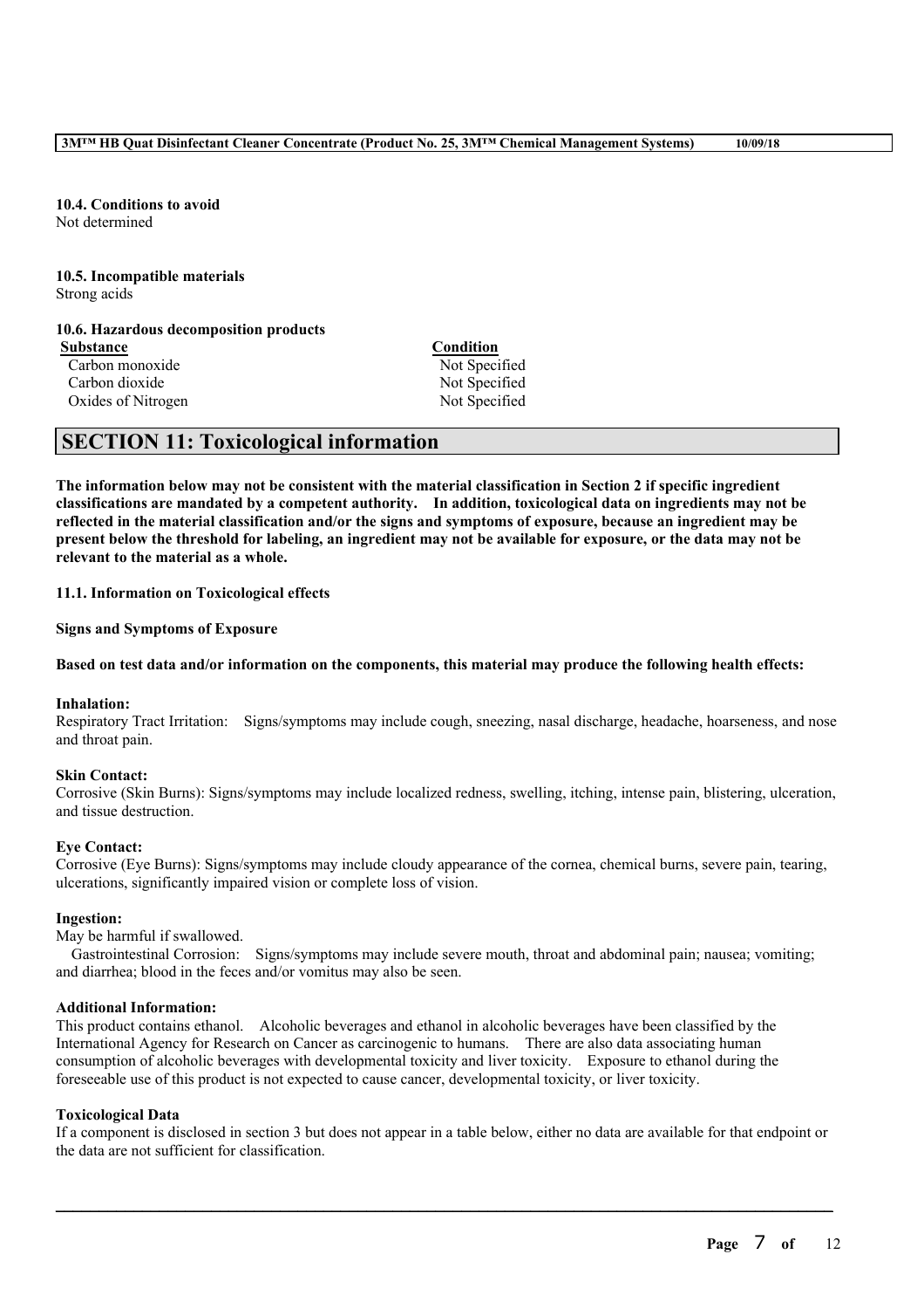**10.4. Conditions to avoid**
Not determined

**10.5. Incompatible materials**
Strong acids

**10.6. Hazardous decomposition products**

| Substance | Condition |
|---|---|
| Carbon monoxide | Not Specified |
| Carbon dioxide | Not Specified |
| Oxides of Nitrogen | Not Specified |

## SECTION 11: Toxicological information

**The information below may not be consistent with the material classification in Section 2 if specific ingredient classifications are mandated by a competent authority. In addition, toxicological data on ingredients may not be reflected in the material classification and/or the signs and symptoms of exposure, because an ingredient may be present below the threshold for labeling, an ingredient may not be available for exposure, or the data may not be relevant to the material as a whole.**

**11.1. Information on Toxicological effects**

**Signs and Symptoms of Exposure**

**Based on test data and/or information on the components, this material may produce the following health effects:**

**Inhalation:**
Respiratory Tract Irritation: Signs/symptoms may include cough, sneezing, nasal discharge, headache, hoarseness, and nose and throat pain.

**Skin Contact:**
Corrosive (Skin Burns): Signs/symptoms may include localized redness, swelling, itching, intense pain, blistering, ulceration, and tissue destruction.

**Eye Contact:**
Corrosive (Eye Burns): Signs/symptoms may include cloudy appearance of the cornea, chemical burns, severe pain, tearing, ulcerations, significantly impaired vision or complete loss of vision.

**Ingestion:**
May be harmful if swallowed.
Gastrointestinal Corrosion: Signs/symptoms may include severe mouth, throat and abdominal pain; nausea; vomiting; and diarrhea; blood in the feces and/or vomitus may also be seen.

**Additional Information:**
This product contains ethanol. Alcoholic beverages and ethanol in alcoholic beverages have been classified by the International Agency for Research on Cancer as carcinogenic to humans. There are also data associating human consumption of alcoholic beverages with developmental toxicity and liver toxicity. Exposure to ethanol during the foreseeable use of this product is not expected to cause cancer, developmental toxicity, or liver toxicity.

**Toxicological Data**
If a component is disclosed in section 3 but does not appear in a table below, either no data are available for that endpoint or the data are not sufficient for classification.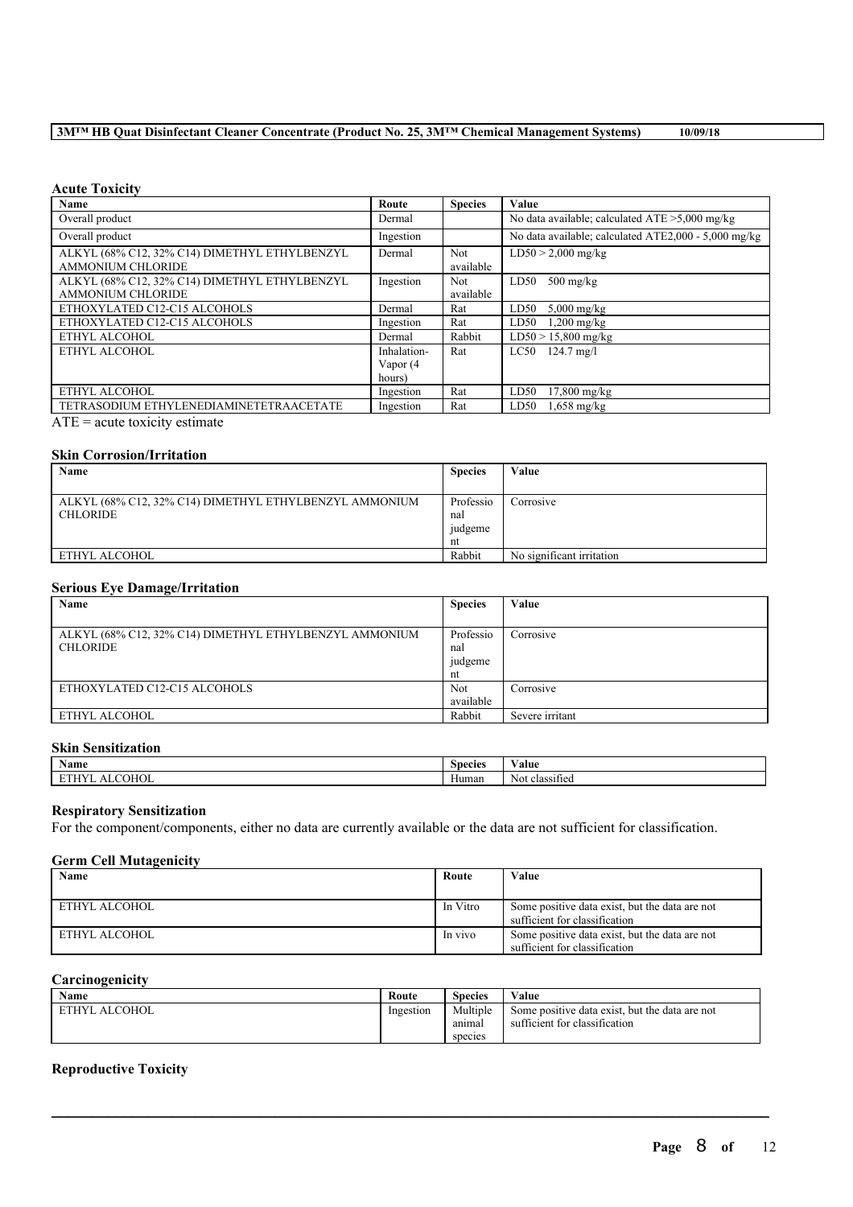#### Acute Toxicity

| Name | Route | Species | Value |
|---|---|---|---|
| Overall product | Dermal | | No data available; calculated ATE >5,000 mg/kg |
| Overall product | Ingestion | | No data available; calculated ATE2,000 - 5,000 mg/kg |
| ALKYL (68% C12, 32% C14) DIMETHYL ETHYLBENZYL AMMONIUM CHLORIDE | Dermal | Not available | LD50 > 2,000 mg/kg |
| ALKYL (68% C12, 32% C14) DIMETHYL ETHYLBENZYL AMMONIUM CHLORIDE | Ingestion | Not available | LD50 500 mg/kg |
| ETHOXYLATED C12-C15 ALCOHOLS | Dermal | Rat | LD50 5,000 mg/kg |
| ETHOXYLATED C12-C15 ALCOHOLS | Ingestion | Rat | LD50 1,200 mg/kg |
| ETHYL ALCOHOL | Dermal | Rabbit | LD50 > 15,800 mg/kg |
| ETHYL ALCOHOL | Inhalation-Vapor (4 hours) | Rat | LC50 124.7 mg/l |
| ETHYL ALCOHOL | Ingestion | Rat | LD50 17,800 mg/kg |
| TETRASODIUM ETHYLENEDIAMINETETRAACETATE | Ingestion | Rat | LD50 1,658 mg/kg |

ATE = acute toxicity estimate

#### Skin Corrosion/Irritation

| Name | Species | Value |
|---|---|---|
| ALKYL (68% C12, 32% C14) DIMETHYL ETHYLBENZYL AMMONIUM CHLORIDE | Professional judgement | Corrosive |
| ETHYL ALCOHOL | Rabbit | No significant irritation |

#### Serious Eye Damage/Irritation

| Name | Species | Value |
|---|---|---|
| ALKYL (68% C12, 32% C14) DIMETHYL ETHYLBENZYL AMMONIUM CHLORIDE | Professional judgement | Corrosive |
| ETHOXYLATED C12-C15 ALCOHOLS | Not available | Corrosive |
| ETHYL ALCOHOL | Rabbit | Severe irritant |

#### Skin Sensitization

| Name | Species | Value |
|---|---|---|
| ETHYL ALCOHOL | Human | Not classified |

#### Respiratory Sensitization

For the component/components, either no data are currently available or the data are not sufficient for classification.

#### Germ Cell Mutagenicity

| Name | Route | Value |
|---|---|---|
| ETHYL ALCOHOL | In Vitro | Some positive data exist, but the data are not sufficient for classification |
| ETHYL ALCOHOL | In vivo | Some positive data exist, but the data are not sufficient for classification |

#### Carcinogenicity

| Name | Route | Species | Value |
|---|---|---|---|
| ETHYL ALCOHOL | Ingestion | Multiple animal species | Some positive data exist, but the data are not sufficient for classification |

#### Reproductive Toxicity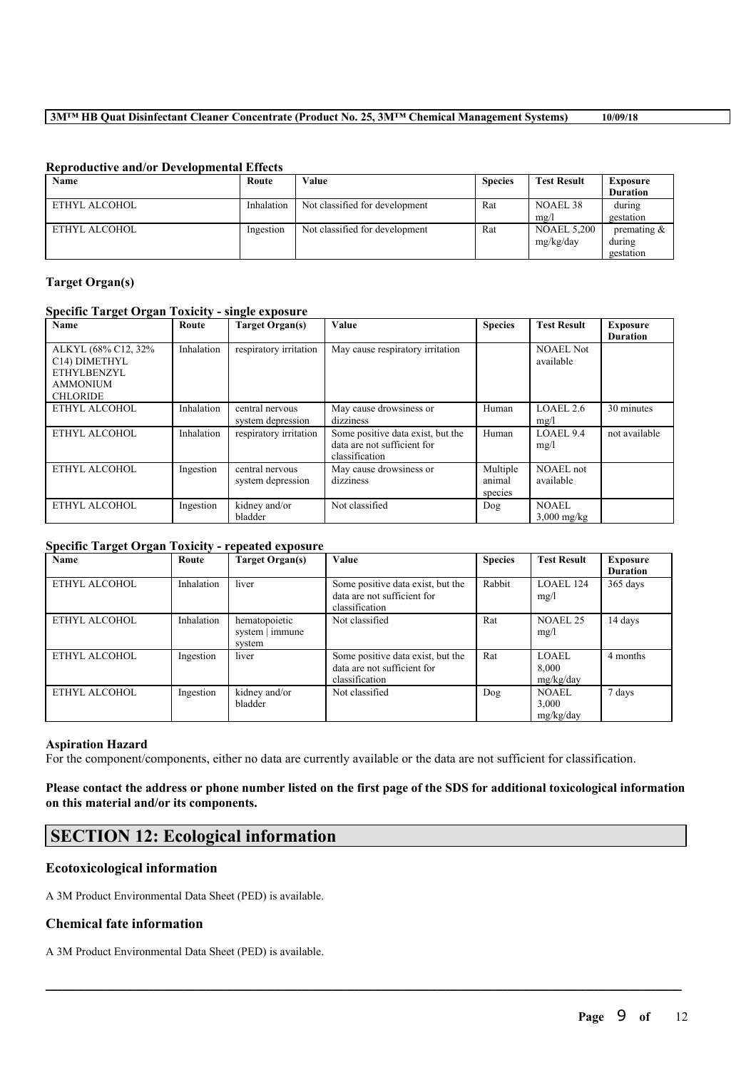### Reproductive and/or Developmental Effects

| Name | Route | Value | Species | Test Result | Exposure Duration |
|---|---|---|---|---|---|
| ETHYL ALCOHOL | Inhalation | Not classified for development | Rat | NOAEL 38 mg/l | during gestation |
| ETHYL ALCOHOL | Ingestion | Not classified for development | Rat | NOAEL 5,200 mg/kg/day | premating & during gestation |

### Target Organ(s)

#### Specific Target Organ Toxicity - single exposure

| Name | Route | Target Organ(s) | Value | Species | Test Result | Exposure Duration |
|---|---|---|---|---|---|---|
| ALKYL (68% C12, 32% C14) DIMETHYL ETHYLBENZYL AMMONIUM CHLORIDE | Inhalation | respiratory irritation | May cause respiratory irritation | | NOAEL Not available | |
| ETHYL ALCOHOL | Inhalation | central nervous system depression | May cause drowsiness or dizziness | Human | LOAEL 2.6 mg/l | 30 minutes |
| ETHYL ALCOHOL | Inhalation | respiratory irritation | Some positive data exist, but the data are not sufficient for classification | Human | LOAEL 9.4 mg/l | not available |
| ETHYL ALCOHOL | Ingestion | central nervous system depression | May cause drowsiness or dizziness | Multiple animal species | NOAEL not available | |
| ETHYL ALCOHOL | Ingestion | kidney and/or bladder | Not classified | Dog | NOAEL 3,000 mg/kg | |

#### Specific Target Organ Toxicity - repeated exposure

| Name | Route | Target Organ(s) | Value | Species | Test Result | Exposure Duration |
|---|---|---|---|---|---|---|
| ETHYL ALCOHOL | Inhalation | liver | Some positive data exist, but the data are not sufficient for classification | Rabbit | LOAEL 124 mg/l | 365 days |
| ETHYL ALCOHOL | Inhalation | hematopoietic system \| immune system | Not classified | Rat | NOAEL 25 mg/l | 14 days |
| ETHYL ALCOHOL | Ingestion | liver | Some positive data exist, but the data are not sufficient for classification | Rat | LOAEL 8,000 mg/kg/day | 4 months |
| ETHYL ALCOHOL | Ingestion | kidney and/or bladder | Not classified | Dog | NOAEL 3,000 mg/kg/day | 7 days |

### Aspiration Hazard

For the component/components, either no data are currently available or the data are not sufficient for classification.

**Please contact the address or phone number listed on the first page of the SDS for additional toxicological information on this material and/or its components.**

## SECTION 12: Ecological information

### Ecotoxicological information

A 3M Product Environmental Data Sheet (PED) is available.

### Chemical fate information

A 3M Product Environmental Data Sheet (PED) is available.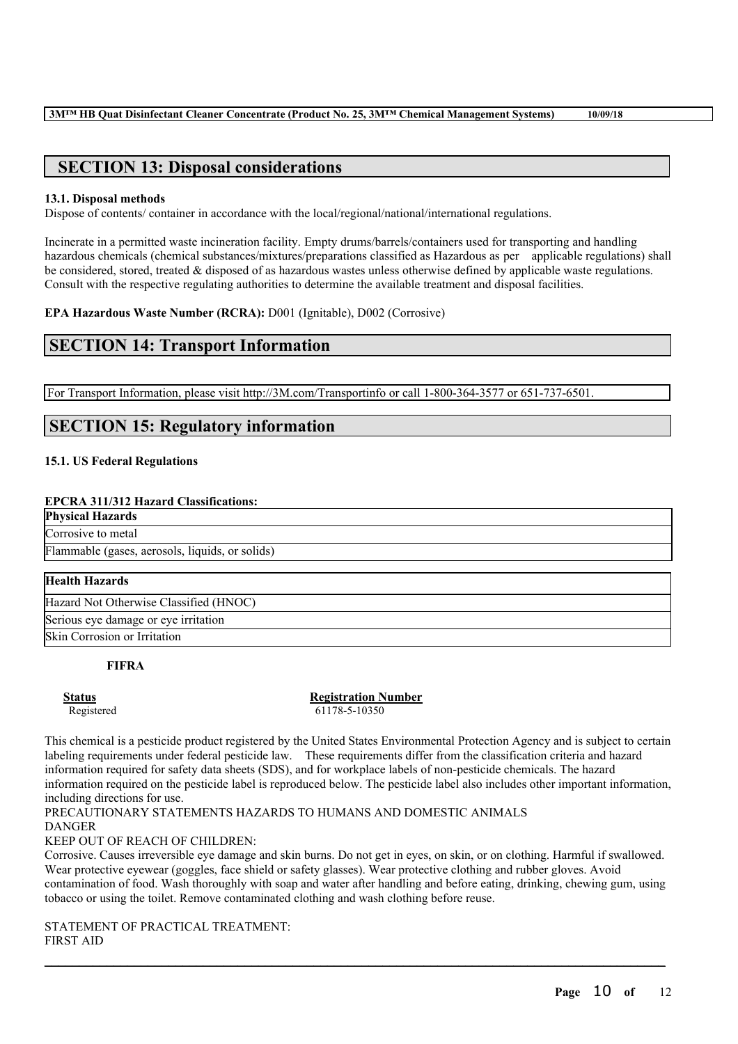## SECTION 13: Disposal considerations

**13.1. Disposal methods**

Dispose of contents/ container in accordance with the local/regional/national/international regulations.

Incinerate in a permitted waste incineration facility. Empty drums/barrels/containers used for transporting and handling hazardous chemicals (chemical substances/mixtures/preparations classified as Hazardous as per applicable regulations) shall be considered, stored, treated & disposed of as hazardous wastes unless otherwise defined by applicable waste regulations. Consult with the respective regulating authorities to determine the available treatment and disposal facilities.

**EPA Hazardous Waste Number (RCRA):** D001 (Ignitable), D002 (Corrosive)

## SECTION 14: Transport Information

For Transport Information, please visit http://3M.com/Transportinfo or call 1-800-364-3577 or 651-737-6501.

## SECTION 15: Regulatory information

**15.1. US Federal Regulations**

**EPCRA 311/312 Hazard Classifications:**

| **Physical Hazards** |
|---|
| Corrosive to metal |
| Flammable (gases, aerosols, liquids, or solids) |

| **Health Hazards** |
|---|
| Hazard Not Otherwise Classified (HNOC) |
| Serious eye damage or eye irritation |
| Skin Corrosion or Irritation |

**FIFRA**

| Status | Registration Number |
|---|---|
| Registered | 61178-5-10350 |

This chemical is a pesticide product registered by the United States Environmental Protection Agency and is subject to certain labeling requirements under federal pesticide law. These requirements differ from the classification criteria and hazard information required for safety data sheets (SDS), and for workplace labels of non-pesticide chemicals. The hazard information required on the pesticide label is reproduced below. The pesticide label also includes other important information, including directions for use.

PRECAUTIONARY STATEMENTS HAZARDS TO HUMANS AND DOMESTIC ANIMALS

DANGER

KEEP OUT OF REACH OF CHILDREN:

Corrosive. Causes irreversible eye damage and skin burns. Do not get in eyes, on skin, or on clothing. Harmful if swallowed. Wear protective eyewear (goggles, face shield or safety glasses). Wear protective clothing and rubber gloves. Avoid contamination of food. Wash thoroughly with soap and water after handling and before eating, drinking, chewing gum, using tobacco or using the toilet. Remove contaminated clothing and wash clothing before reuse.

STATEMENT OF PRACTICAL TREATMENT:

FIRST AID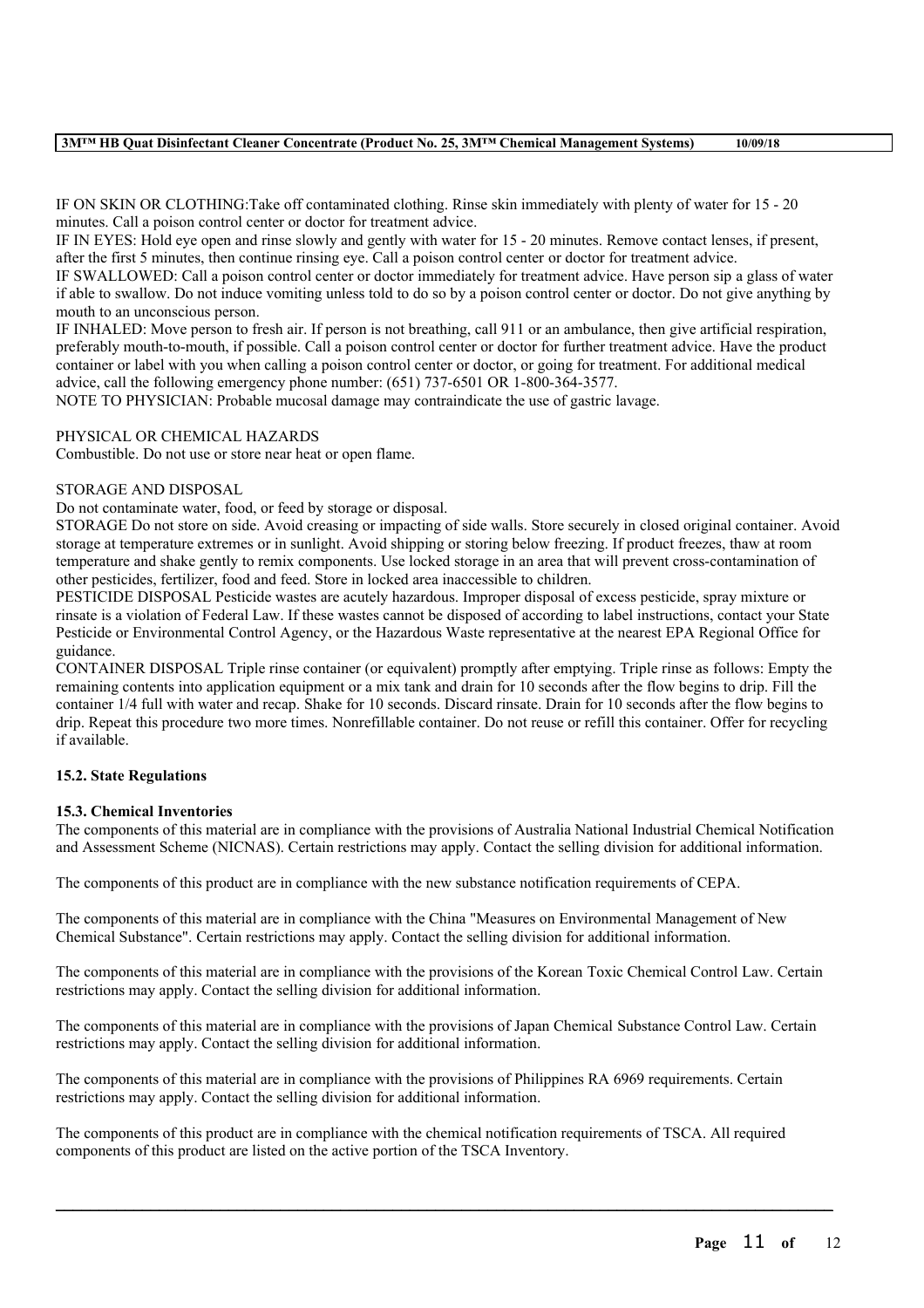IF ON SKIN OR CLOTHING:Take off contaminated clothing. Rinse skin immediately with plenty of water for 15 - 20 minutes. Call a poison control center or doctor for treatment advice.
IF IN EYES: Hold eye open and rinse slowly and gently with water for 15 - 20 minutes. Remove contact lenses, if present, after the first 5 minutes, then continue rinsing eye. Call a poison control center or doctor for treatment advice.
IF SWALLOWED: Call a poison control center or doctor immediately for treatment advice. Have person sip a glass of water if able to swallow. Do not induce vomiting unless told to do so by a poison control center or doctor. Do not give anything by mouth to an unconscious person.
IF INHALED: Move person to fresh air. If person is not breathing, call 911 or an ambulance, then give artificial respiration, preferably mouth-to-mouth, if possible. Call a poison control center or doctor for further treatment advice. Have the product container or label with you when calling a poison control center or doctor, or going for treatment. For additional medical advice, call the following emergency phone number: (651) 737-6501 OR 1-800-364-3577.
NOTE TO PHYSICIAN: Probable mucosal damage may contraindicate the use of gastric lavage.

PHYSICAL OR CHEMICAL HAZARDS
Combustible. Do not use or store near heat or open flame.

STORAGE AND DISPOSAL
Do not contaminate water, food, or feed by storage or disposal.
STORAGE Do not store on side. Avoid creasing or impacting of side walls. Store securely in closed original container. Avoid storage at temperature extremes or in sunlight. Avoid shipping or storing below freezing. If product freezes, thaw at room temperature and shake gently to remix components. Use locked storage in an area that will prevent cross-contamination of other pesticides, fertilizer, food and feed. Store in locked area inaccessible to children.
PESTICIDE DISPOSAL Pesticide wastes are acutely hazardous. Improper disposal of excess pesticide, spray mixture or rinsate is a violation of Federal Law. If these wastes cannot be disposed of according to label instructions, contact your State Pesticide or Environmental Control Agency, or the Hazardous Waste representative at the nearest EPA Regional Office for guidance.
CONTAINER DISPOSAL Triple rinse container (or equivalent) promptly after emptying. Triple rinse as follows: Empty the remaining contents into application equipment or a mix tank and drain for 10 seconds after the flow begins to drip. Fill the container 1/4 full with water and recap. Shake for 10 seconds. Discard rinsate. Drain for 10 seconds after the flow begins to drip. Repeat this procedure two more times. Nonrefillable container. Do not reuse or refill this container. Offer for recycling if available.

**15.2. State Regulations**

**15.3. Chemical Inventories**
The components of this material are in compliance with the provisions of Australia National Industrial Chemical Notification and Assessment Scheme (NICNAS). Certain restrictions may apply. Contact the selling division for additional information.

The components of this product are in compliance with the new substance notification requirements of CEPA.

The components of this material are in compliance with the China "Measures on Environmental Management of New Chemical Substance". Certain restrictions may apply. Contact the selling division for additional information.

The components of this material are in compliance with the provisions of the Korean Toxic Chemical Control Law. Certain restrictions may apply. Contact the selling division for additional information.

The components of this material are in compliance with the provisions of Japan Chemical Substance Control Law. Certain restrictions may apply. Contact the selling division for additional information.

The components of this material are in compliance with the provisions of Philippines RA 6969 requirements. Certain restrictions may apply. Contact the selling division for additional information.

The components of this product are in compliance with the chemical notification requirements of TSCA. All required components of this product are listed on the active portion of the TSCA Inventory.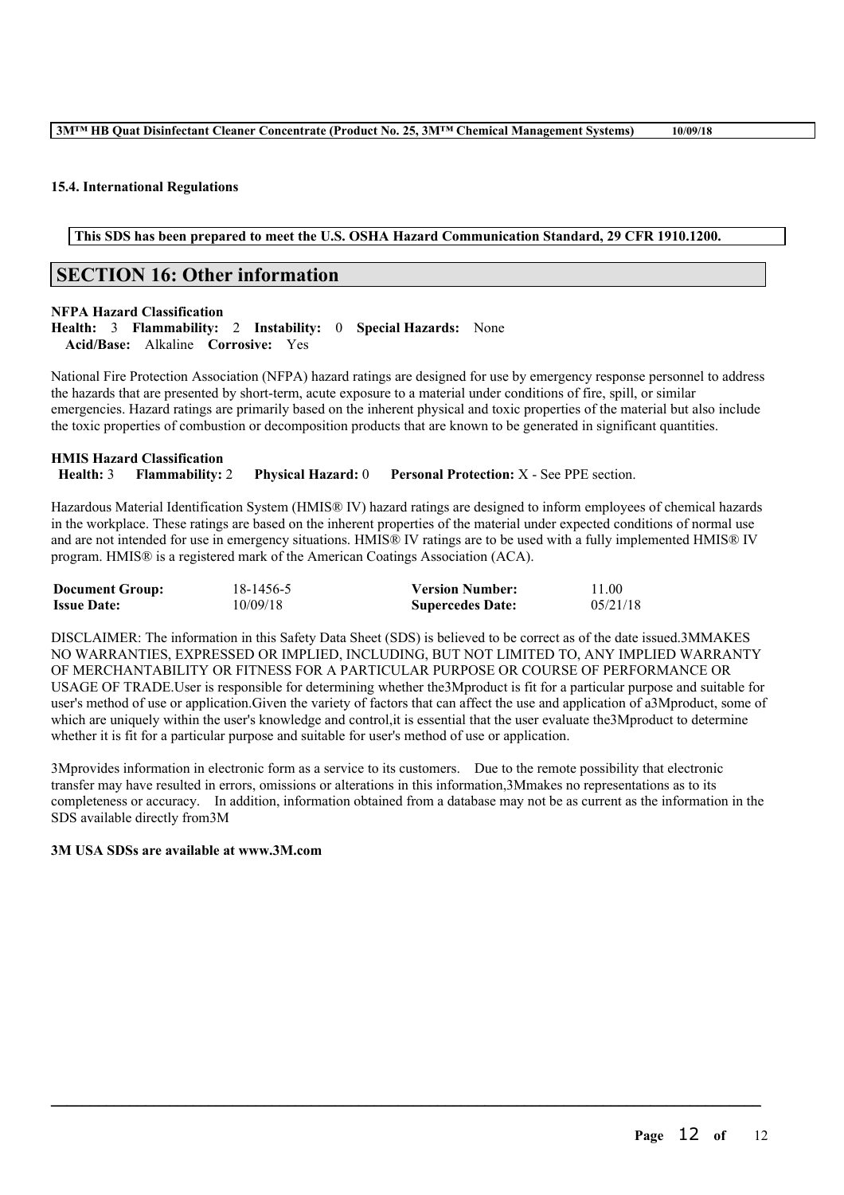### 15.4. International Regulations

**This SDS has been prepared to meet the U.S. OSHA Hazard Communication Standard, 29 CFR 1910.1200.**

## SECTION 16: Other information

**NFPA Hazard Classification**
**Health:** 3 **Flammability:** 2 **Instability:** 0 **Special Hazards:** None
**Acid/Base:** Alkaline **Corrosive:** Yes

National Fire Protection Association (NFPA) hazard ratings are designed for use by emergency response personnel to address the hazards that are presented by short-term, acute exposure to a material under conditions of fire, spill, or similar emergencies. Hazard ratings are primarily based on the inherent physical and toxic properties of the material but also include the toxic properties of combustion or decomposition products that are known to be generated in significant quantities.

**HMIS Hazard Classification**
**Health:** 3 **Flammability:** 2 **Physical Hazard:** 0 **Personal Protection:** X - See PPE section.

Hazardous Material Identification System (HMIS® IV) hazard ratings are designed to inform employees of chemical hazards in the workplace. These ratings are based on the inherent properties of the material under expected conditions of normal use and are not intended for use in emergency situations. HMIS® IV ratings are to be used with a fully implemented HMIS® IV program. HMIS® is a registered mark of the American Coatings Association (ACA).

| | | | |
|---|---|---|---|
| **Document Group:** | 18-1456-5 | **Version Number:** | 11.00 |
| **Issue Date:** | 10/09/18 | **Supercedes Date:** | 05/21/18 |

DISCLAIMER: The information in this Safety Data Sheet (SDS) is believed to be correct as of the date issued.3MMAKES NO WARRANTIES, EXPRESSED OR IMPLIED, INCLUDING, BUT NOT LIMITED TO, ANY IMPLIED WARRANTY OF MERCHANTABILITY OR FITNESS FOR A PARTICULAR PURPOSE OR COURSE OF PERFORMANCE OR USAGE OF TRADE.User is responsible for determining whether the3Mproduct is fit for a particular purpose and suitable for user's method of use or application.Given the variety of factors that can affect the use and application of a3Mproduct, some of which are uniquely within the user's knowledge and control,it is essential that the user evaluate the3Mproduct to determine whether it is fit for a particular purpose and suitable for user's method of use or application.

3Mprovides information in electronic form as a service to its customers. Due to the remote possibility that electronic transfer may have resulted in errors, omissions or alterations in this information,3Mmakes no representations as to its completeness or accuracy. In addition, information obtained from a database may not be as current as the information in the SDS available directly from3M

**3M USA SDSs are available at www.3M.com**